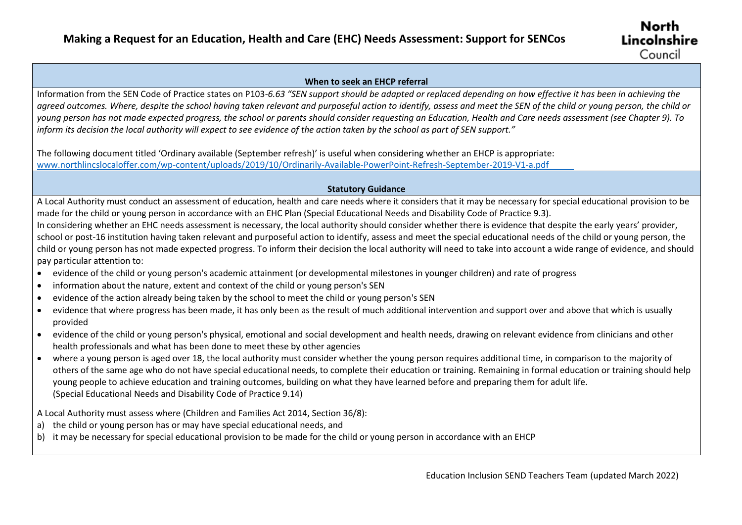# Making a Request for an Education, Health and Care (EHC) Needs Assessment: Support for SENCos

North Lincolnshire Council

## When to seek an EHCP referral

Information from the SEN Code of Practice states on P103-*6.63 "SEN support should be adapted or replaced depending on how effective it has been in achieving the agreed outcomes. Where, despite the school having taken relevant and purposeful action to identify, assess and meet the SEN of the child or young person, the child or young person has not made expected progress, the school or parents should consider requesting an Education, Health and Care needs assessment (see Chapter 9). To inform its decision the local authority will expect to see evidence of the action taken by the school as part of SEN support."*

The following document titled 'Ordinary available (September refresh)' is useful when considering whether an EHCP is appropriate:
www.northlincslocaloffer.com/wp-content/uploads/2019/10/Ordinarily-Available-PowerPoint-Refresh-September-2019-V1-a.pdf

## Statutory Guidance

A Local Authority must conduct an assessment of education, health and care needs where it considers that it may be necessary for special educational provision to be made for the child or young person in accordance with an EHC Plan (Special Educational Needs and Disability Code of Practice 9.3).

In considering whether an EHC needs assessment is necessary, the local authority should consider whether there is evidence that despite the early years' provider, school or post-16 institution having taken relevant and purposeful action to identify, assess and meet the special educational needs of the child or young person, the child or young person has not made expected progress. To inform their decision the local authority will need to take into account a wide range of evidence, and should pay particular attention to:

- evidence of the child or young person's academic attainment (or developmental milestones in younger children) and rate of progress
- information about the nature, extent and context of the child or young person's SEN
- evidence of the action already being taken by the school to meet the child or young person's SEN
- evidence that where progress has been made, it has only been as the result of much additional intervention and support over and above that which is usually provided
- evidence of the child or young person's physical, emotional and social development and health needs, drawing on relevant evidence from clinicians and other health professionals and what has been done to meet these by other agencies
- where a young person is aged over 18, the local authority must consider whether the young person requires additional time, in comparison to the majority of others of the same age who do not have special educational needs, to complete their education or training. Remaining in formal education or training should help young people to achieve education and training outcomes, building on what they have learned before and preparing them for adult life.
  (Special Educational Needs and Disability Code of Practice 9.14)

A Local Authority must assess where (Children and Families Act 2014, Section 36/8):

a) the child or young person has or may have special educational needs, and
b) it may be necessary for special educational provision to be made for the child or young person in accordance with an EHCP

Education Inclusion SEND Teachers Team (updated March 2022)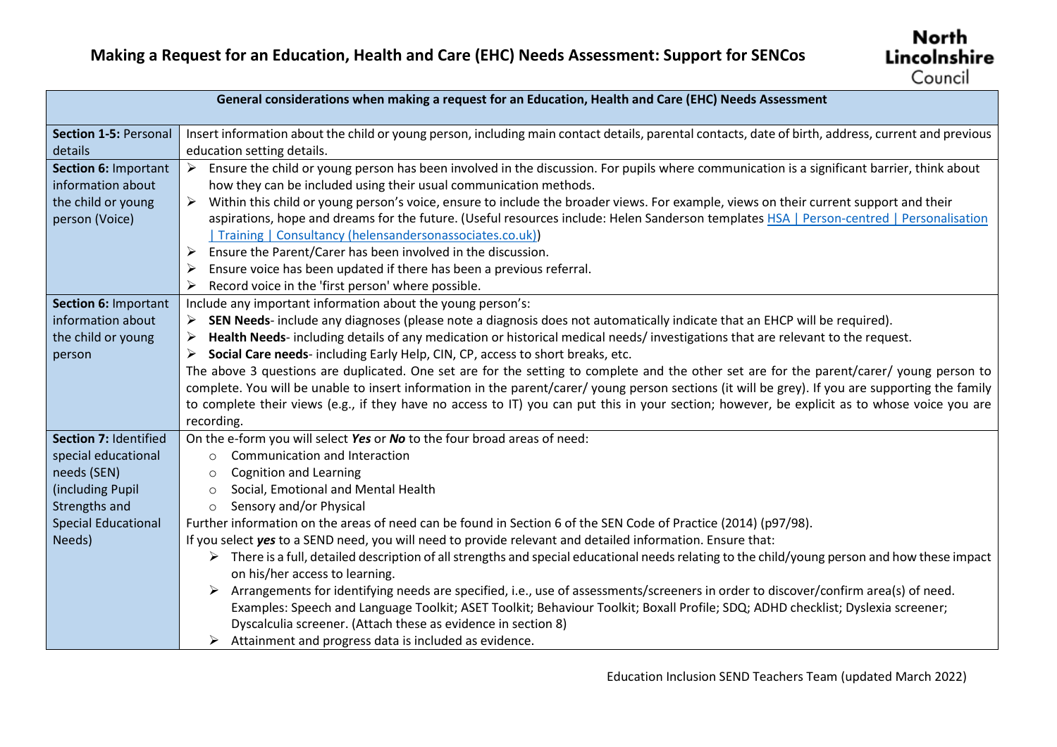# Making a Request for an Education, Health and Care (EHC) Needs Assessment: Support for SENCos

North Lincolnshire Council

| General considerations when making a request for an Education, Health and Care (EHC) Needs Assessment | |
|---|---|
| **Section 1-5:** Personal details | Insert information about the child or young person, including main contact details, parental contacts, date of birth, address, current and previous education setting details. |
| **Section 6:** Important information about the child or young person (Voice) | ➢ Ensure the child or young person has been involved in the discussion. For pupils where communication is a significant barrier, think about how they can be included using their usual communication methods.<br>➢ Within this child or young person's voice, ensure to include the broader views. For example, views on their current support and their aspirations, hope and dreams for the future. (Useful resources include: Helen Sanderson templates [HSA \| Person-centred \| Personalisation \| Training \| Consultancy (helensandersonassociates.co.uk)](helensandersonassociates.co.uk))<br>➢ Ensure the Parent/Carer has been involved in the discussion.<br>➢ Ensure voice has been updated if there has been a previous referral.<br>➢ Record voice in the 'first person' where possible. |
| **Section 6:** Important information about the child or young person | Include any important information about the young person's:<br>➢ **SEN Needs**- include any diagnoses (please note a diagnosis does not automatically indicate that an EHCP will be required).<br>➢ **Health Needs**- including details of any medication or historical medical needs/ investigations that are relevant to the request.<br>➢ **Social Care needs**- including Early Help, CIN, CP, access to short breaks, etc.<br>The above 3 questions are duplicated. One set are for the setting to complete and the other set are for the parent/carer/ young person to complete. You will be unable to insert information in the parent/carer/ young person sections (it will be grey). If you are supporting the family to complete their views (e.g., if they have no access to IT) you can put this in your section; however, be explicit as to whose voice you are recording. |
| **Section 7:** Identified special educational needs (SEN) (including Pupil Strengths and Special Educational Needs) | On the e-form you will select ***Yes*** or ***No*** to the four broad areas of need:<br>○ Communication and Interaction<br>○ Cognition and Learning<br>○ Social, Emotional and Mental Health<br>○ Sensory and/or Physical<br>Further information on the areas of need can be found in Section 6 of the SEN Code of Practice (2014) (p97/98).<br>If you select ***yes*** to a SEND need, you will need to provide relevant and detailed information. Ensure that:<br>➢ There is a full, detailed description of all strengths and special educational needs relating to the child/young person and how these impact on his/her access to learning.<br>➢ Arrangements for identifying needs are specified, i.e., use of assessments/screeners in order to discover/confirm area(s) of need. Examples: Speech and Language Toolkit; ASET Toolkit; Behaviour Toolkit; Boxall Profile; SDQ; ADHD checklist; Dyslexia screener; Dyscalculia screener. (Attach these as evidence in section 8)<br>➢ Attainment and progress data is included as evidence. |

Education Inclusion SEND Teachers Team (updated March 2022)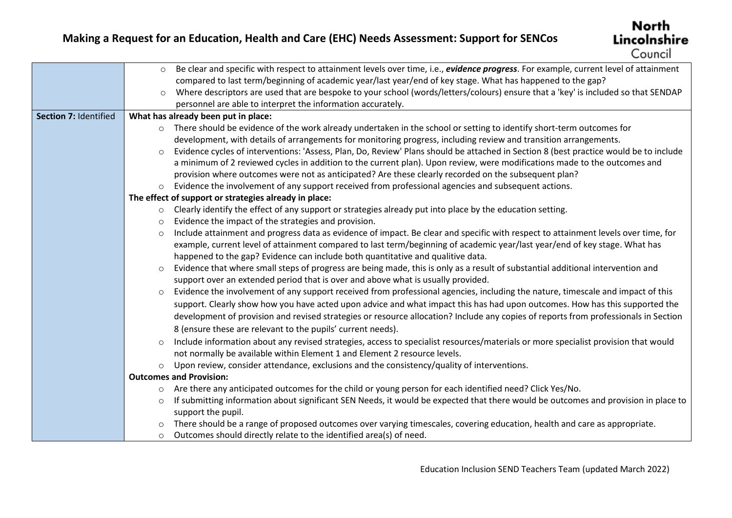| | |
|---|---|
| | ○ Be clear and specific with respect to attainment levels over time, i.e., ***evidence progress***. For example, current level of attainment compared to last term/beginning of academic year/last year/end of key stage. What has happened to the gap?<br>○ Where descriptors are used that are bespoke to your school (words/letters/colours) ensure that a 'key' is included so that SENDAP personnel are able to interpret the information accurately. |
| **Section 7:** Identified | **What has already been put in place:**<br>○ There should be evidence of the work already undertaken in the school or setting to identify short-term outcomes for development, with details of arrangements for monitoring progress, including review and transition arrangements.<br>○ Evidence cycles of interventions: 'Assess, Plan, Do, Review' Plans should be attached in Section 8 (best practice would be to include a minimum of 2 reviewed cycles in addition to the current plan). Upon review, were modifications made to the outcomes and provision where outcomes were not as anticipated? Are these clearly recorded on the subsequent plan?<br>○ Evidence the involvement of any support received from professional agencies and subsequent actions.<br>**The effect of support or strategies already in place:**<br>○ Clearly identify the effect of any support or strategies already put into place by the education setting.<br>○ Evidence the impact of the strategies and provision.<br>○ Include attainment and progress data as evidence of impact. Be clear and specific with respect to attainment levels over time, for example, current level of attainment compared to last term/beginning of academic year/last year/end of key stage. What has happened to the gap? Evidence can include both quantitative and qualitive data.<br>○ Evidence that where small steps of progress are being made, this is only as a result of substantial additional intervention and support over an extended period that is over and above what is usually provided.<br>○ Evidence the involvement of any support received from professional agencies, including the nature, timescale and impact of this support. Clearly show how you have acted upon advice and what impact this has had upon outcomes. How has this supported the development of provision and revised strategies or resource allocation? Include any copies of reports from professionals in Section 8 (ensure these are relevant to the pupils' current needs).<br>○ Include information about any revised strategies, access to specialist resources/materials or more specialist provision that would not normally be available within Element 1 and Element 2 resource levels.<br>○ Upon review, consider attendance, exclusions and the consistency/quality of interventions.<br>**Outcomes and Provision:**<br>○ Are there any anticipated outcomes for the child or young person for each identified need? Click Yes/No.<br>○ If submitting information about significant SEN Needs, it would be expected that there would be outcomes and provision in place to support the pupil.<br>○ There should be a range of proposed outcomes over varying timescales, covering education, health and care as appropriate.<br>○ Outcomes should directly relate to the identified area(s) of need. |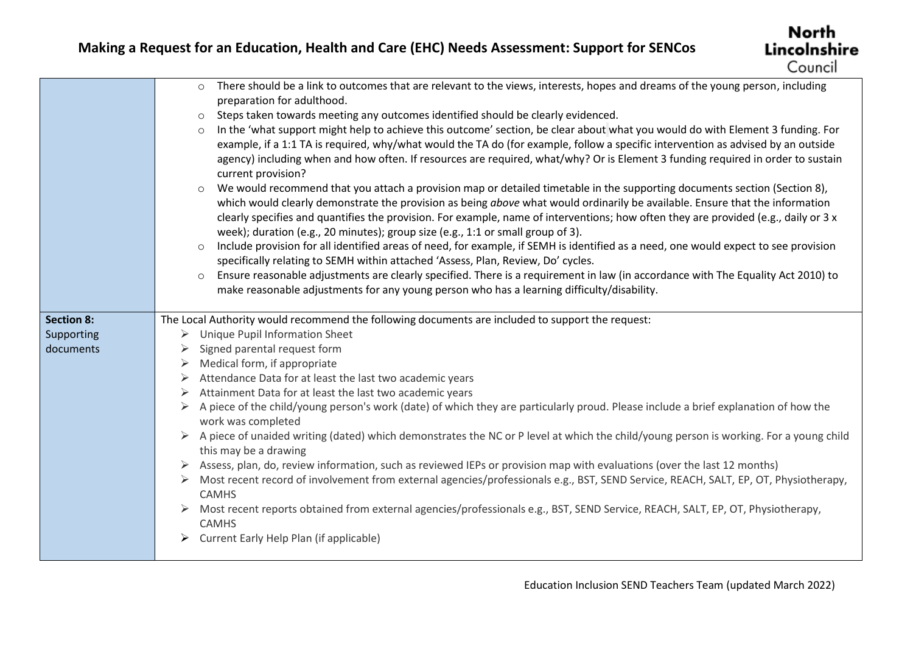| | |
|---|---|
| | ○ There should be a link to outcomes that are relevant to the views, interests, hopes and dreams of the young person, including preparation for adulthood.<br>○ Steps taken towards meeting any outcomes identified should be clearly evidenced.<br>○ In the 'what support might help to achieve this outcome' section, be clear about what you would do with Element 3 funding. For example, if a 1:1 TA is required, why/what would the TA do (for example, follow a specific intervention as advised by an outside agency) including when and how often. If resources are required, what/why? Or is Element 3 funding required in order to sustain current provision?<br>○ We would recommend that you attach a provision map or detailed timetable in the supporting documents section (Section 8), which would clearly demonstrate the provision as being *above* what would ordinarily be available. Ensure that the information clearly specifies and quantifies the provision. For example, name of interventions; how often they are provided (e.g., daily or 3 x week); duration (e.g., 20 minutes); group size (e.g., 1:1 or small group of 3).<br>○ Include provision for all identified areas of need, for example, if SEMH is identified as a need, one would expect to see provision specifically relating to SEMH within attached 'Assess, Plan, Review, Do' cycles.<br>○ Ensure reasonable adjustments are clearly specified. There is a requirement in law (in accordance with The Equality Act 2010) to make reasonable adjustments for any young person who has a learning difficulty/disability. |
| **Section 8:** Supporting documents | The Local Authority would recommend the following documents are included to support the request:<br>➢ Unique Pupil Information Sheet<br>➢ Signed parental request form<br>➢ Medical form, if appropriate<br>➢ Attendance Data for at least the last two academic years<br>➢ Attainment Data for at least the last two academic years<br>➢ A piece of the child/young person's work (date) of which they are particularly proud. Please include a brief explanation of how the work was completed<br>➢ A piece of unaided writing (dated) which demonstrates the NC or P level at which the child/young person is working. For a young child this may be a drawing<br>➢ Assess, plan, do, review information, such as reviewed IEPs or provision map with evaluations (over the last 12 months)<br>➢ Most recent record of involvement from external agencies/professionals e.g., BST, SEND Service, REACH, SALT, EP, OT, Physiotherapy, CAMHS<br>➢ Most recent reports obtained from external agencies/professionals e.g., BST, SEND Service, REACH, SALT, EP, OT, Physiotherapy, CAMHS<br>➢ Current Early Help Plan (if applicable) |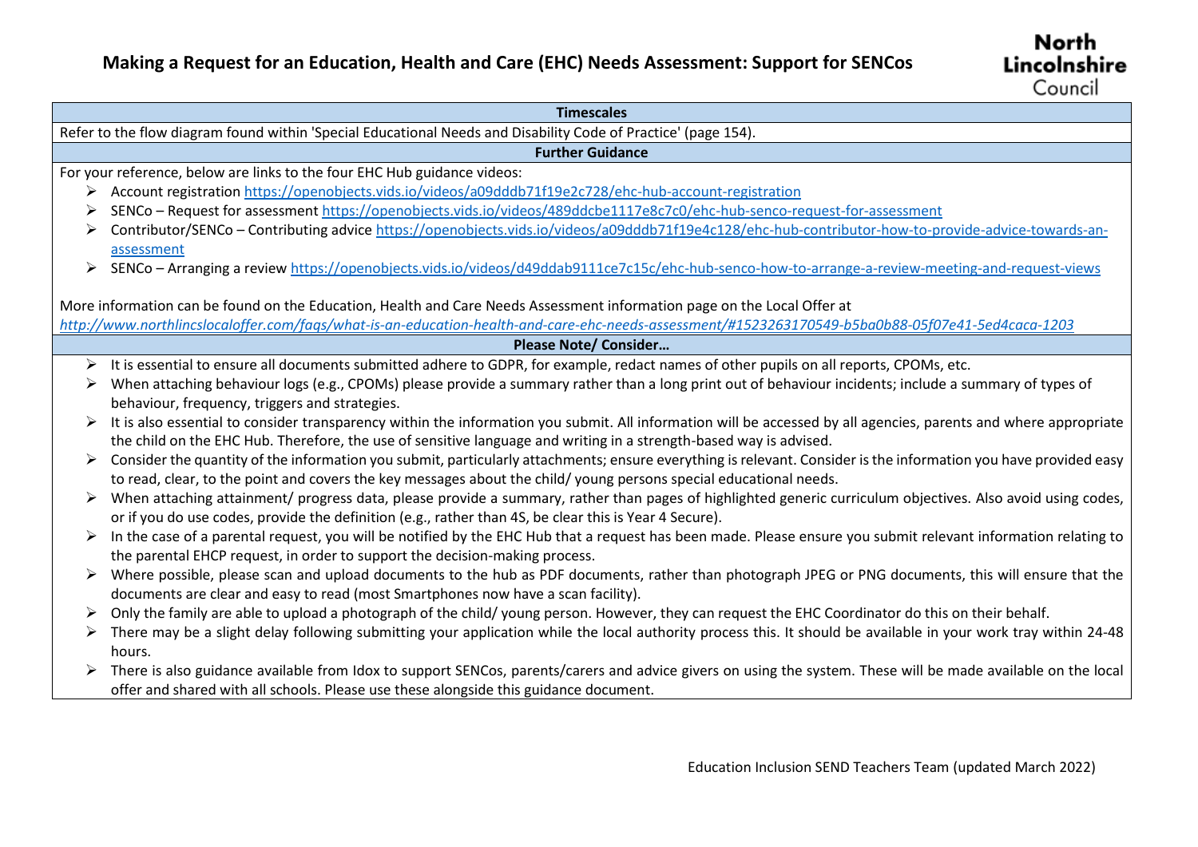# Making a Request for an Education, Health and Care (EHC) Needs Assessment: Support for SENCos

North Lincolnshire Council

### Timescales

Refer to the flow diagram found within 'Special Educational Needs and Disability Code of Practice' (page 154).

### Further Guidance

For your reference, below are links to the four EHC Hub guidance videos:

- Account registration https://openobjects.vids.io/videos/a09dddb71f19e2c728/ehc-hub-account-registration
- SENCo – Request for assessment https://openobjects.vids.io/videos/489ddcbe1117e8c7c0/ehc-hub-senco-request-for-assessment
- Contributor/SENCo – Contributing advice https://openobjects.vids.io/videos/a09dddb71f19e4c128/ehc-hub-contributor-how-to-provide-advice-towards-an-assessment
- SENCo – Arranging a review https://openobjects.vids.io/videos/d49ddab9111ce7c15c/ehc-hub-senco-how-to-arrange-a-review-meeting-and-request-views

More information can be found on the Education, Health and Care Needs Assessment information page on the Local Offer at
*http://www.northlincslocaloffer.com/faqs/what-is-an-education-health-and-care-ehc-needs-assessment/#1523263170549-b5ba0b88-05f07e41-5ed4caca-1203*

### Please Note/ Consider…

- It is essential to ensure all documents submitted adhere to GDPR, for example, redact names of other pupils on all reports, CPOMs, etc.
- When attaching behaviour logs (e.g., CPOMs) please provide a summary rather than a long print out of behaviour incidents; include a summary of types of behaviour, frequency, triggers and strategies.
- It is also essential to consider transparency within the information you submit. All information will be accessed by all agencies, parents and where appropriate the child on the EHC Hub. Therefore, the use of sensitive language and writing in a strength-based way is advised.
- Consider the quantity of the information you submit, particularly attachments; ensure everything is relevant. Consider is the information you have provided easy to read, clear, to the point and covers the key messages about the child/ young persons special educational needs.
- When attaching attainment/ progress data, please provide a summary, rather than pages of highlighted generic curriculum objectives. Also avoid using codes, or if you do use codes, provide the definition (e.g., rather than 4S, be clear this is Year 4 Secure).
- In the case of a parental request, you will be notified by the EHC Hub that a request has been made. Please ensure you submit relevant information relating to the parental EHCP request, in order to support the decision-making process.
- Where possible, please scan and upload documents to the hub as PDF documents, rather than photograph JPEG or PNG documents, this will ensure that the documents are clear and easy to read (most Smartphones now have a scan facility).
- Only the family are able to upload a photograph of the child/ young person. However, they can request the EHC Coordinator do this on their behalf.
- There may be a slight delay following submitting your application while the local authority process this. It should be available in your work tray within 24-48 hours.
- There is also guidance available from Idox to support SENCos, parents/carers and advice givers on using the system. These will be made available on the local offer and shared with all schools. Please use these alongside this guidance document.

Education Inclusion SEND Teachers Team (updated March 2022)